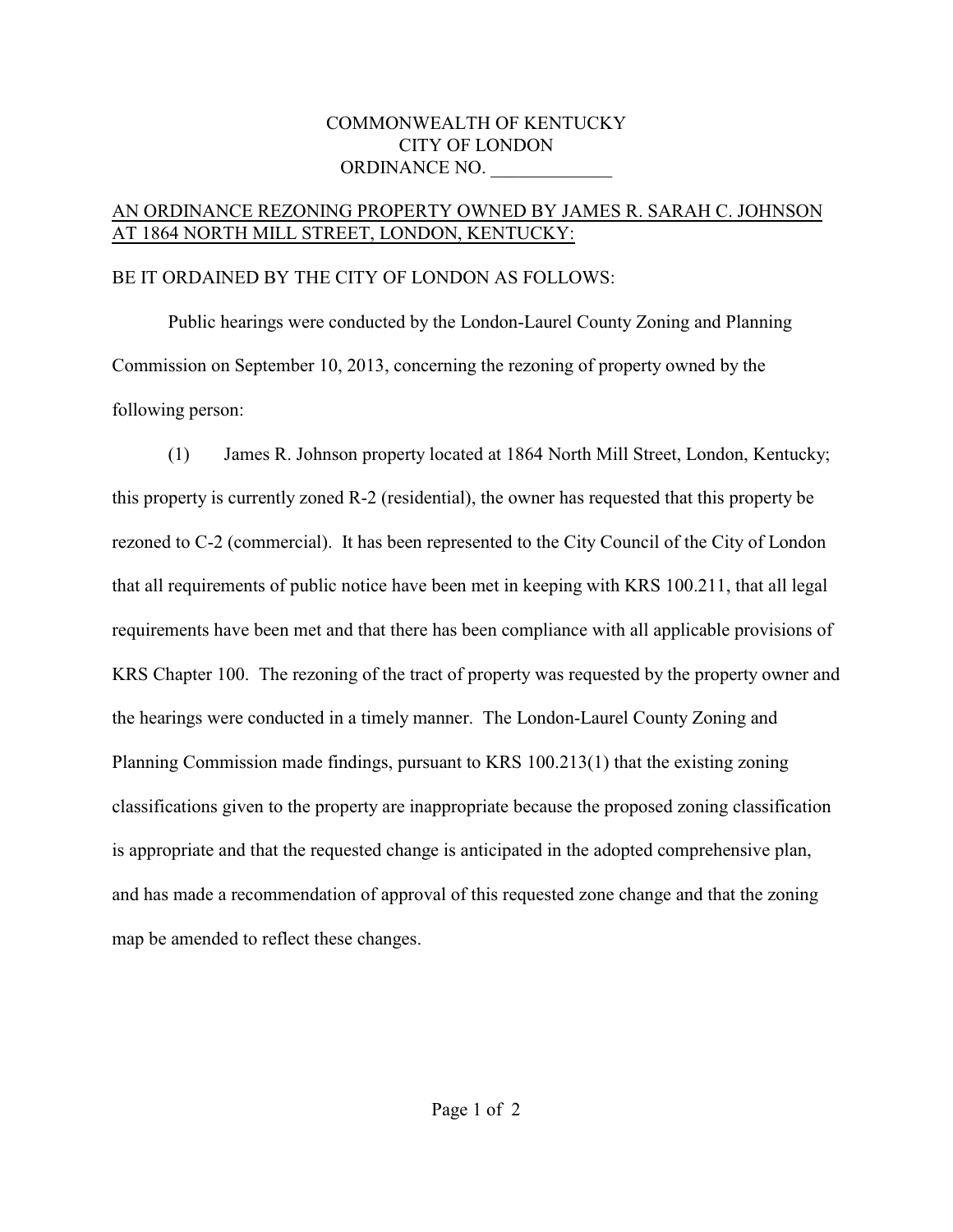COMMONWEALTH OF KENTUCKY
CITY OF LONDON
ORDINANCE NO. _____________

AN ORDINANCE REZONING PROPERTY OWNED BY JAMES R. SARAH C. JOHNSON AT 1864 NORTH MILL STREET, LONDON, KENTUCKY:

BE IT ORDAINED BY THE CITY OF LONDON AS FOLLOWS:

Public hearings were conducted by the London-Laurel County Zoning and Planning Commission on September 10, 2013, concerning the rezoning of property owned by the following person:

(1) James R. Johnson property located at 1864 North Mill Street, London, Kentucky; this property is currently zoned R-2 (residential), the owner has requested that this property be rezoned to C-2 (commercial). It has been represented to the City Council of the City of London that all requirements of public notice have been met in keeping with KRS 100.211, that all legal requirements have been met and that there has been compliance with all applicable provisions of KRS Chapter 100. The rezoning of the tract of property was requested by the property owner and the hearings were conducted in a timely manner. The London-Laurel County Zoning and Planning Commission made findings, pursuant to KRS 100.213(1) that the existing zoning classifications given to the property are inappropriate because the proposed zoning classification is appropriate and that the requested change is anticipated in the adopted comprehensive plan, and has made a recommendation of approval of this requested zone change and that the zoning map be amended to reflect these changes.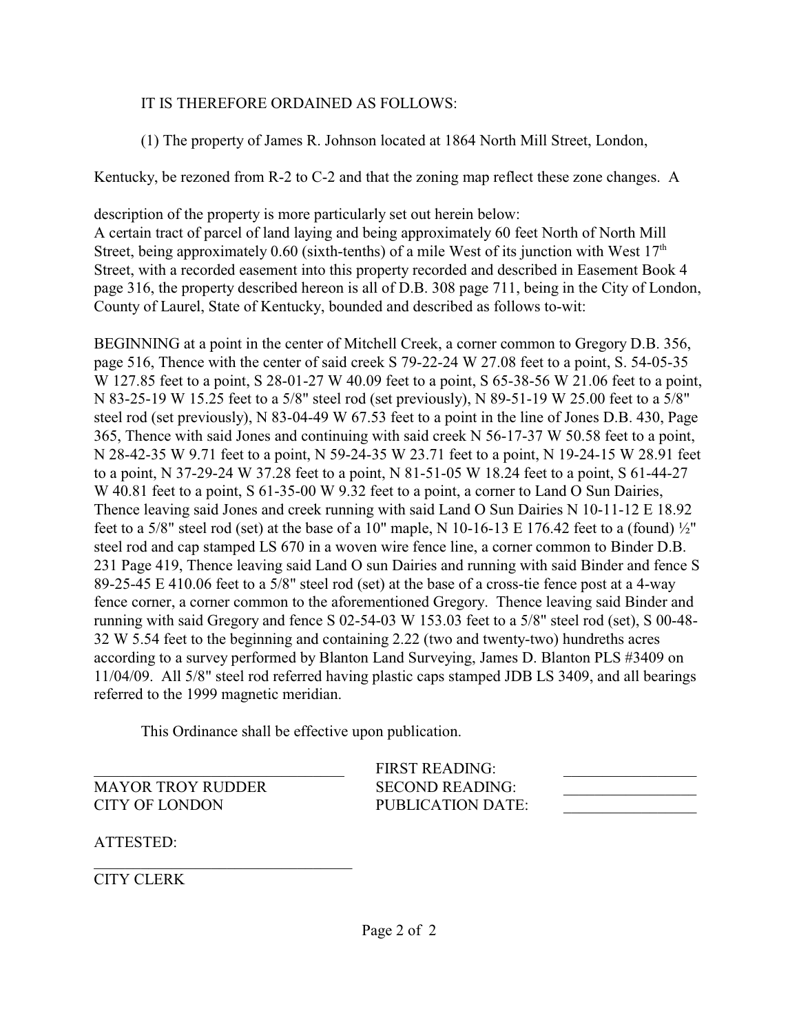IT IS THEREFORE ORDAINED AS FOLLOWS:

(1) The property of James R. Johnson located at 1864 North Mill Street, London, Kentucky, be rezoned from R-2 to C-2 and that the zoning map reflect these zone changes. A description of the property is more particularly set out herein below:

A certain tract of parcel of land laying and being approximately 60 feet North of North Mill Street, being approximately 0.60 (sixth-tenths) of a mile West of its junction with West 17th Street, with a recorded easement into this property recorded and described in Easement Book 4 page 316, the property described hereon is all of D.B. 308 page 711, being in the City of London, County of Laurel, State of Kentucky, bounded and described as follows to-wit:

BEGINNING at a point in the center of Mitchell Creek, a corner common to Gregory D.B. 356, page 516, Thence with the center of said creek S 79-22-24 W 27.08 feet to a point, S. 54-05-35 W 127.85 feet to a point, S 28-01-27 W 40.09 feet to a point, S 65-38-56 W 21.06 feet to a point, N 83-25-19 W 15.25 feet to a 5/8" steel rod (set previously), N 89-51-19 W 25.00 feet to a 5/8" steel rod (set previously), N 83-04-49 W 67.53 feet to a point in the line of Jones D.B. 430, Page 365, Thence with said Jones and continuing with said creek N 56-17-37 W 50.58 feet to a point, N 28-42-35 W 9.71 feet to a point, N 59-24-35 W 23.71 feet to a point, N 19-24-15 W 28.91 feet to a point, N 37-29-24 W 37.28 feet to a point, N 81-51-05 W 18.24 feet to a point, S 61-44-27 W 40.81 feet to a point, S 61-35-00 W 9.32 feet to a point, a corner to Land O Sun Dairies, Thence leaving said Jones and creek running with said Land O Sun Dairies N 10-11-12 E 18.92 feet to a 5/8" steel rod (set) at the base of a 10" maple, N 10-16-13 E 176.42 feet to a (found) ½" steel rod and cap stamped LS 670 in a woven wire fence line, a corner common to Binder D.B. 231 Page 419, Thence leaving said Land O sun Dairies and running with said Binder and fence S 89-25-45 E 410.06 feet to a 5/8" steel rod (set) at the base of a cross-tie fence post at a 4-way fence corner, a corner common to the aforementioned Gregory. Thence leaving said Binder and running with said Gregory and fence S 02-54-03 W 153.03 feet to a 5/8" steel rod (set), S 00-48-32 W 5.54 feet to the beginning and containing 2.22 (two and twenty-two) hundreths acres according to a survey performed by Blanton Land Surveying, James D. Blanton PLS #3409 on 11/04/09. All 5/8" steel rod referred having plastic caps stamped JDB LS 3409, and all bearings referred to the 1999 magnetic meridian.

This Ordinance shall be effective upon publication.

| | | |
|---|---|---|
| _______________________________ | FIRST READING: | _________________ |
| MAYOR TROY RUDDER | SECOND READING: | _________________ |
| CITY OF LONDON | PUBLICATION DATE: | _________________ |

ATTESTED:

_________________________________

CITY CLERK